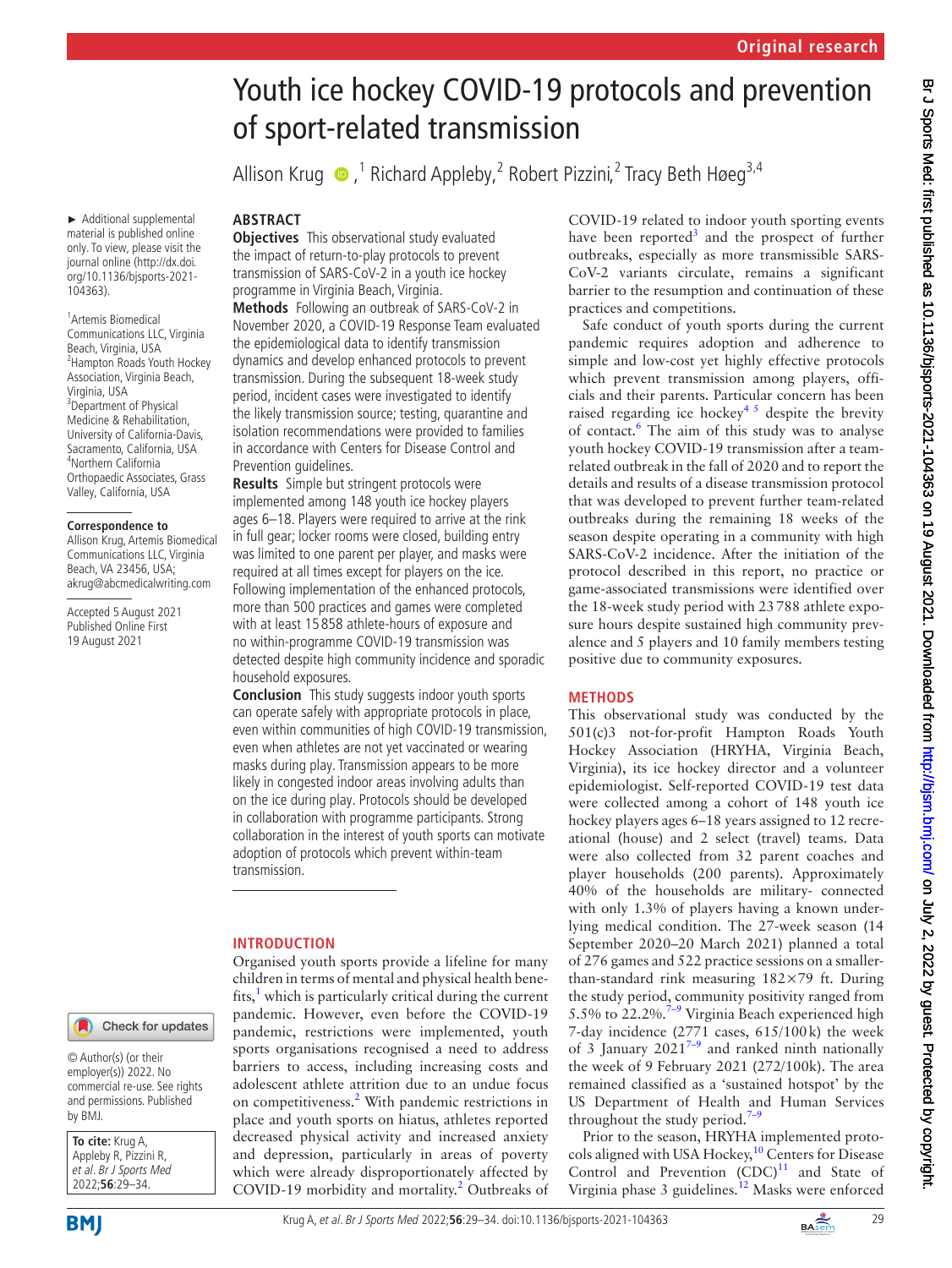Original research

# Youth ice hockey COVID-19 protocols and prevention of sport-related transmission

Allison Krug [1], Richard Appleby [2], Robert Pizzini [2], Tracy Beth Høeg [3,4]

► Additional supplemental material is published online only. To view, please visit the journal online (http://dx.doi.org/10.1136/bjsports-2021-104363).

[1] Artemis Biomedical Communications LLC, Virginia Beach, Virginia, USA
[2] Hampton Roads Youth Hockey Association, Virginia Beach, Virginia, USA
[3] Department of Physical Medicine & Rehabilitation, University of California-Davis, Sacramento, California, USA
[4] Northern California Orthopaedic Associates, Grass Valley, California, USA

**Correspondence to**
Allison Krug, Artemis Biomedical Communications LLC, Virginia Beach, VA 23456, USA; akrug@abcmedicalwriting.com

Accepted 5 August 2021
Published Online First 19 August 2021

© Author(s) (or their employer(s)) 2022. No commercial re-use. See rights and permissions. Published by BMJ.

**To cite:** Krug A, Appleby R, Pizzini R, *et al. Br J Sports Med* 2022;**56**:29–34.

## ABSTRACT

**Objectives** This observational study evaluated the impact of return-to-play protocols to prevent transmission of SARS-CoV-2 in a youth ice hockey programme in Virginia Beach, Virginia.

**Methods** Following an outbreak of SARS-CoV-2 in November 2020, a COVID-19 Response Team evaluated the epidemiological data to identify transmission dynamics and develop enhanced protocols to prevent transmission. During the subsequent 18-week study period, incident cases were investigated to identify the likely transmission source; testing, quarantine and isolation recommendations were provided to families in accordance with Centers for Disease Control and Prevention guidelines.

**Results** Simple but stringent protocols were implemented among 148 youth ice hockey players ages 6–18. Players were required to arrive at the rink in full gear; locker rooms were closed, building entry was limited to one parent per player, and masks were required at all times except for players on the ice. Following implementation of the enhanced protocols, more than 500 practices and games were completed with at least 15 858 athlete-hours of exposure and no within-programme COVID-19 transmission was detected despite high community incidence and sporadic household exposures.

**Conclusion** This study suggests indoor youth sports can operate safely with appropriate protocols in place, even within communities of high COVID-19 transmission, even when athletes are not yet vaccinated or wearing masks during play. Transmission appears to be more likely in congested indoor areas involving adults than on the ice during play. Protocols should be developed in collaboration with programme participants. Strong collaboration in the interest of youth sports can motivate adoption of protocols which prevent within-team transmission.

## INTRODUCTION

Organised youth sports provide a lifeline for many children in terms of mental and physical health benefits,[1] which is particularly critical during the current pandemic. However, even before the COVID-19 pandemic, restrictions were implemented, youth sports organisations recognised a need to address barriers to access, including increasing costs and adolescent athlete attrition due to an undue focus on competitiveness.[2] With pandemic restrictions in place and youth sports on hiatus, athletes reported decreased physical activity and increased anxiety and depression, particularly in areas of poverty which were already disproportionately affected by COVID-19 morbidity and mortality.[2] Outbreaks of COVID-19 related to indoor youth sporting events have been reported[3] and the prospect of further outbreaks, especially as more transmissible SARS-CoV-2 variants circulate, remains a significant barrier to the resumption and continuation of these practices and competitions.

Safe conduct of youth sports during the current pandemic requires adoption and adherence to simple and low-cost yet highly effective protocols which prevent transmission among players, officials and their parents. Particular concern has been raised regarding ice hockey[4 5] despite the brevity of contact.[6] The aim of this study was to analyse youth hockey COVID-19 transmission after a team-related outbreak in the fall of 2020 and to report the details and results of a disease transmission protocol that was developed to prevent further team-related outbreaks during the remaining 18 weeks of the season despite operating in a community with high SARS-CoV-2 incidence. After the initiation of the protocol described in this report, no practice or game-associated transmissions were identified over the 18-week study period with 23 788 athlete exposure hours despite sustained high community prevalence and 5 players and 10 family members testing positive due to community exposures.

## METHODS

This observational study was conducted by the 501(c)3 not-for-profit Hampton Roads Youth Hockey Association (HRYHA, Virginia Beach, Virginia), its ice hockey director and a volunteer epidemiologist. Self-reported COVID-19 test data were collected among a cohort of 148 youth ice hockey players ages 6–18 years assigned to 12 recreational (house) and 2 select (travel) teams. Data were also collected from 32 parent coaches and player households (200 parents). Approximately 40% of the households are military- connected with only 1.3% of players having a known underlying medical condition. The 27-week season (14 September 2020–20 March 2021) planned a total of 276 games and 522 practice sessions on a smaller-than-standard rink measuring 182×79 ft. During the study period, community positivity ranged from 5.5% to 22.2%.[7–9] Virginia Beach experienced high 7-day incidence (2771 cases, 615/100 k) the week of 3 January 2021[7–9] and ranked ninth nationally the week of 9 February 2021 (272/100k). The area remained classified as a 'sustained hotspot' by the US Department of Health and Human Services throughout the study period.[7–9]

Prior to the season, HRYHA implemented protocols aligned with USA Hockey,[10] Centers for Disease Control and Prevention (CDC)[11] and State of Virginia phase 3 guidelines.[12] Masks were enforced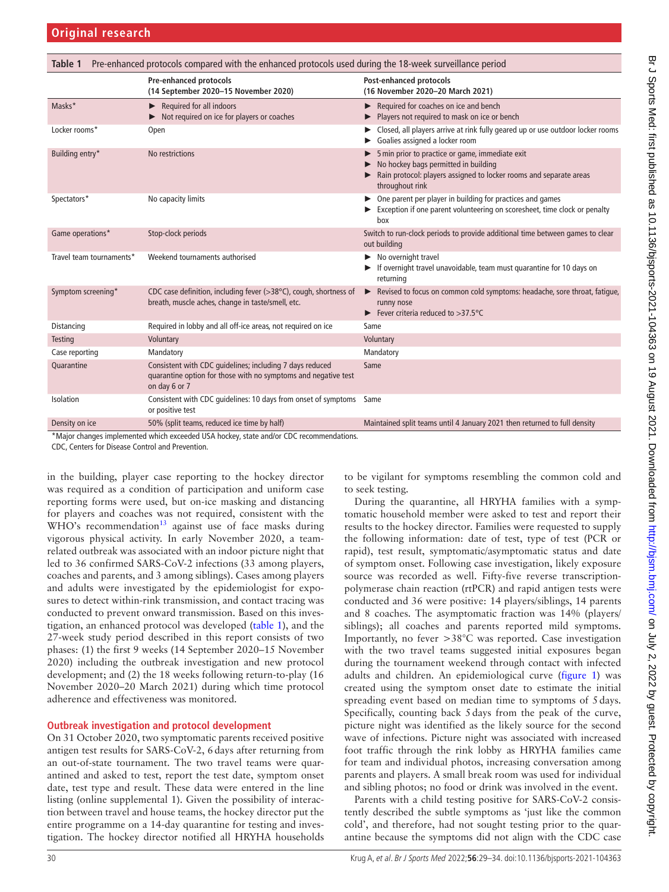**Table 1** Pre-enhanced protocols compared with the enhanced protocols used during the 18-week surveillance period

| | Pre-enhanced protocols (14 September 2020–15 November 2020) | Post-enhanced protocols (16 November 2020–20 March 2021) |
|---|---|---|
| Masks* | ► Required for all indoors<br>► Not required on ice for players or coaches | ► Required for coaches on ice and bench<br>► Players not required to mask on ice or bench |
| Locker rooms* | Open | ► Closed, all players arrive at rink fully geared up or use outdoor locker rooms<br>► Goalies assigned a locker room |
| Building entry* | No restrictions | ► 5 min prior to practice or game, immediate exit<br>► No hockey bags permitted in building<br>► Rain protocol: players assigned to locker rooms and separate areas throughout rink |
| Spectators* | No capacity limits | ► One parent per player in building for practices and games<br>► Exception if one parent volunteering on scoresheet, time clock or penalty box |
| Game operations* | Stop-clock periods | Switch to run-clock periods to provide additional time between games to clear out building |
| Travel team tournaments* | Weekend tournaments authorised | ► No overnight travel<br>► If overnight travel unavoidable, team must quarantine for 10 days on returning |
| Symptom screening* | CDC case definition, including fever (>38°C), cough, shortness of breath, muscle aches, change in taste/smell, etc. | ► Revised to focus on common cold symptoms: headache, sore throat, fatigue, runny nose<br>► Fever criteria reduced to >37.5°C |
| Distancing | Required in lobby and all off-ice areas, not required on ice | Same |
| Testing | Voluntary | Voluntary |
| Case reporting | Mandatory | Mandatory |
| Quarantine | Consistent with CDC guidelines; including 7 days reduced quarantine option for those with no symptoms and negative test on day 6 or 7 | Same |
| Isolation | Consistent with CDC guidelines: 10 days from onset of symptoms or positive test | Same |
| Density on ice | 50% (split teams, reduced ice time by half) | Maintained split teams until 4 January 2021 then returned to full density |

*Major changes implemented which exceeded USA hockey, state and/or CDC recommendations.
CDC, Centers for Disease Control and Prevention.

in the building, player case reporting to the hockey director was required as a condition of participation and uniform case reporting forms were used, but on-ice masking and distancing for players and coaches was not required, consistent with the WHO's recommendation[13] against use of face masks during vigorous physical activity. In early November 2020, a team-related outbreak was associated with an indoor picture night that led to 36 confirmed SARS-CoV-2 infections (33 among players, coaches and parents, and 3 among siblings). Cases among players and adults were investigated by the epidemiologist for exposures to detect within-rink transmission, and contact tracing was conducted to prevent onward transmission. Based on this investigation, an enhanced protocol was developed (table 1), and the 27-week study period described in this report consists of two phases: (1) the first 9 weeks (14 September 2020–15 November 2020) including the outbreak investigation and new protocol development; and (2) the 18 weeks following return-to-play (16 November 2020–20 March 2021) during which time protocol adherence and effectiveness was monitored.

## Outbreak investigation and protocol development

On 31 October 2020, two symptomatic parents received positive antigen test results for SARS-CoV-2, 6 days after returning from an out-of-state tournament. The two travel teams were quarantined and asked to test, report the test date, symptom onset date, test type and result. These data were entered in the line listing (online supplemental 1). Given the possibility of interaction between travel and house teams, the hockey director put the entire programme on a 14-day quarantine for testing and investigation. The hockey director notified all HRYHA households to be vigilant for symptoms resembling the common cold and to seek testing.

During the quarantine, all HRYHA families with a symptomatic household member were asked to test and report their results to the hockey director. Families were requested to supply the following information: date of test, type of test (PCR or rapid), test result, symptomatic/asymptomatic status and date of symptom onset. Following case investigation, likely exposure source was recorded as well. Fifty-five reverse transcription-polymerase chain reaction (rtPCR) and rapid antigen tests were conducted and 36 were positive: 14 players/siblings, 14 parents and 8 coaches. The asymptomatic fraction was 14% (players/siblings); all coaches and parents reported mild symptoms. Importantly, no fever >38°C was reported. Case investigation with the two travel teams suggested initial exposures began during the tournament weekend through contact with infected adults and children. An epidemiological curve (figure 1) was created using the symptom onset date to estimate the initial spreading event based on median time to symptoms of 5 days. Specifically, counting back 5 days from the peak of the curve, picture night was identified as the likely source for the second wave of infections. Picture night was associated with increased foot traffic through the rink lobby as HRYHA families came for team and individual photos, increasing conversation among parents and players. A small break room was used for individual and sibling photos; no food or drink was involved in the event.

Parents with a child testing positive for SARS-CoV-2 consistently described the subtle symptoms as 'just like the common cold', and therefore, had not sought testing prior to the quarantine because the symptoms did not align with the CDC case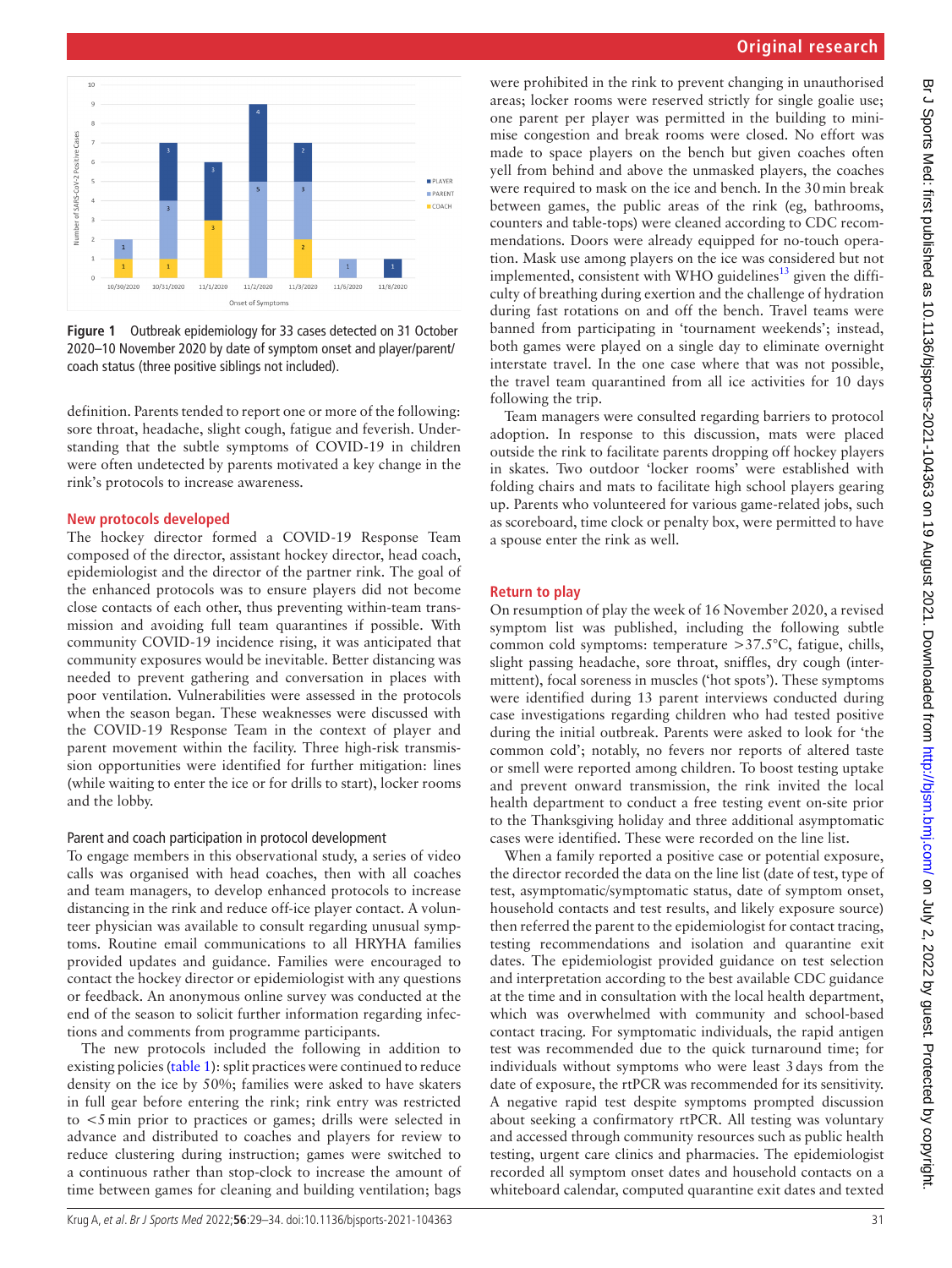Figure 1 Outbreak epidemiology for 33 cases detected on 31 October 2020–10 November 2020 by date of symptom onset and player/parent/coach status (three positive siblings not included).

definition. Parents tended to report one or more of the following: sore throat, headache, slight cough, fatigue and feverish. Understanding that the subtle symptoms of COVID-19 in children were often undetected by parents motivated a key change in the rink's protocols to increase awareness.

## New protocols developed

The hockey director formed a COVID-19 Response Team composed of the director, assistant hockey director, head coach, epidemiologist and the director of the partner rink. The goal of the enhanced protocols was to ensure players did not become close contacts of each other, thus preventing within-team transmission and avoiding full team quarantines if possible. With community COVID-19 incidence rising, it was anticipated that community exposures would be inevitable. Better distancing was needed to prevent gathering and conversation in places with poor ventilation. Vulnerabilities were assessed in the protocols when the season began. These weaknesses were discussed with the COVID-19 Response Team in the context of player and parent movement within the facility. Three high-risk transmission opportunities were identified for further mitigation: lines (while waiting to enter the ice or for drills to start), locker rooms and the lobby.

### Parent and coach participation in protocol development

To engage members in this observational study, a series of video calls was organised with head coaches, then with all coaches and team managers, to develop enhanced protocols to increase distancing in the rink and reduce off-ice player contact. A volunteer physician was available to consult regarding unusual symptoms. Routine email communications to all HRYHA families provided updates and guidance. Families were encouraged to contact the hockey director or epidemiologist with any questions or feedback. An anonymous online survey was conducted at the end of the season to solicit further information regarding infections and comments from programme participants.

The new protocols included the following in addition to existing policies (table 1): split practices were continued to reduce density on the ice by 50%; families were asked to have skaters in full gear before entering the rink; rink entry was restricted to <5 min prior to practices or games; drills were selected in advance and distributed to coaches and players for review to reduce clustering during instruction; games were switched to a continuous rather than stop-clock to increase the amount of time between games for cleaning and building ventilation; bags were prohibited in the rink to prevent changing in unauthorised areas; locker rooms were reserved strictly for single goalie use; one parent per player was permitted in the building to minimise congestion and break rooms were closed. No effort was made to space players on the bench but given coaches often yell from behind and above the unmasked players, the coaches were required to mask on the ice and bench. In the 30 min break between games, the public areas of the rink (eg, bathrooms, counters and table-tops) were cleaned according to CDC recommendations. Doors were already equipped for no-touch operation. Mask use among players on the ice was considered but not implemented, consistent with WHO guidelines[13] given the difficulty of breathing during exertion and the challenge of hydration during fast rotations on and off the bench. Travel teams were banned from participating in 'tournament weekends'; instead, both games were played on a single day to eliminate overnight interstate travel. In the one case where that was not possible, the travel team quarantined from all ice activities for 10 days following the trip.

Team managers were consulted regarding barriers to protocol adoption. In response to this discussion, mats were placed outside the rink to facilitate parents dropping off hockey players in skates. Two outdoor 'locker rooms' were established with folding chairs and mats to facilitate high school players gearing up. Parents who volunteered for various game-related jobs, such as scoreboard, time clock or penalty box, were permitted to have a spouse enter the rink as well.

## Return to play

On resumption of play the week of 16 November 2020, a revised symptom list was published, including the following subtle common cold symptoms: temperature >37.5°C, fatigue, chills, slight passing headache, sore throat, sniffles, dry cough (intermittent), focal soreness in muscles ('hot spots'). These symptoms were identified during 13 parent interviews conducted during case investigations regarding children who had tested positive during the initial outbreak. Parents were asked to look for 'the common cold'; notably, no fevers nor reports of altered taste or smell were reported among children. To boost testing uptake and prevent onward transmission, the rink invited the local health department to conduct a free testing event on-site prior to the Thanksgiving holiday and three additional asymptomatic cases were identified. These were recorded on the line list.

When a family reported a positive case or potential exposure, the director recorded the data on the line list (date of test, type of test, asymptomatic/symptomatic status, date of symptom onset, household contacts and test results, and likely exposure source) then referred the parent to the epidemiologist for contact tracing, testing recommendations and isolation and quarantine exit dates. The epidemiologist provided guidance on test selection and interpretation according to the best available CDC guidance at the time and in consultation with the local health department, which was overwhelmed with community and school-based contact tracing. For symptomatic individuals, the rapid antigen test was recommended due to the quick turnaround time; for individuals without symptoms who were least 3 days from the date of exposure, the rtPCR was recommended for its sensitivity. A negative rapid test despite symptoms prompted discussion about seeking a confirmatory rtPCR. All testing was voluntary and accessed through community resources such as public health testing, urgent care clinics and pharmacies. The epidemiologist recorded all symptom onset dates and household contacts on a whiteboard calendar, computed quarantine exit dates and texted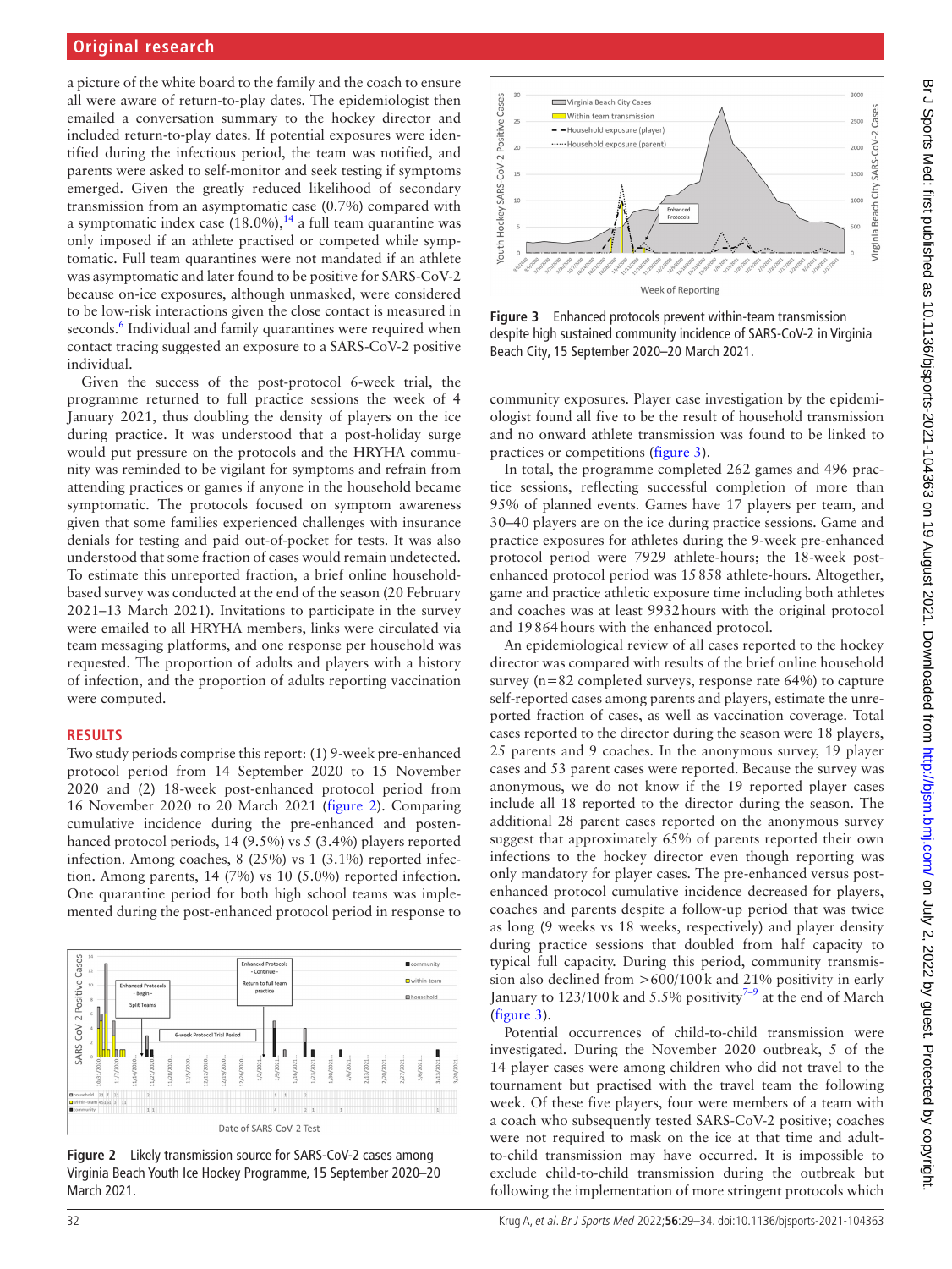a picture of the white board to the family and the coach to ensure all were aware of return-to-play dates. The epidemiologist then emailed a conversation summary to the hockey director and included return-to-play dates. If potential exposures were identified during the infectious period, the team was notified, and parents were asked to self-monitor and seek testing if symptoms emerged. Given the greatly reduced likelihood of secondary transmission from an asymptomatic case (0.7%) compared with a symptomatic index case (18.0%),[14] a full team quarantine was only imposed if an athlete practised or competed while symptomatic. Full team quarantines were not mandated if an athlete was asymptomatic and later found to be positive for SARS-CoV-2 because on-ice exposures, although unmasked, were considered to be low-risk interactions given the close contact is measured in seconds.[6] Individual and family quarantines were required when contact tracing suggested an exposure to a SARS-CoV-2 positive individual.

Given the success of the post-protocol 6-week trial, the programme returned to full practice sessions the week of 4 January 2021, thus doubling the density of players on the ice during practice. It was understood that a post-holiday surge would put pressure on the protocols and the HRYHA community was reminded to be vigilant for symptoms and refrain from attending practices or games if anyone in the household became symptomatic. The protocols focused on symptom awareness given that some families experienced challenges with insurance denials for testing and paid out-of-pocket for tests. It was also understood that some fraction of cases would remain undetected. To estimate this unreported fraction, a brief online household-based survey was conducted at the end of the season (20 February 2021–13 March 2021). Invitations to participate in the survey were emailed to all HRYHA members, links were circulated via team messaging platforms, and one response per household was requested. The proportion of adults and players with a history of infection, and the proportion of adults reporting vaccination were computed.

## RESULTS

Two study periods comprise this report: (1) 9-week pre-enhanced protocol period from 14 September 2020 to 15 November 2020 and (2) 18-week post-enhanced protocol period from 16 November 2020 to 20 March 2021 (figure 2). Comparing cumulative incidence during the pre-enhanced and postenhanced protocol periods, 14 (9.5%) vs 5 (3.4%) players reported infection. Among coaches, 8 (25%) vs 1 (3.1%) reported infection. Among parents, 14 (7%) vs 10 (5.0%) reported infection. One quarantine period for both high school teams was implemented during the post-enhanced protocol period in response to community exposures. Player case investigation by the epidemiologist found all five to be the result of household transmission and no onward athlete transmission was found to be linked to practices or competitions (figure 3).

Figure 2 Likely transmission source for SARS-CoV-2 cases among Virginia Beach Youth Ice Hockey Programme, 15 September 2020–20 March 2021.

Figure 3 Enhanced protocols prevent within-team transmission despite high sustained community incidence of SARS-CoV-2 in Virginia Beach City, 15 September 2020–20 March 2021.

In total, the programme completed 262 games and 496 practice sessions, reflecting successful completion of more than 95% of planned events. Games have 17 players per team, and 30–40 players are on the ice during practice sessions. Game and practice exposures for athletes during the 9-week pre-enhanced protocol period were 7929 athlete-hours; the 18-week post-enhanced protocol period was 15 858 athlete-hours. Altogether, game and practice athletic exposure time including both athletes and coaches was at least 9932 hours with the original protocol and 19 864 hours with the enhanced protocol.

An epidemiological review of all cases reported to the hockey director was compared with results of the brief online household survey (n=82 completed surveys, response rate 64%) to capture self-reported cases among parents and players, estimate the unreported fraction of cases, as well as vaccination coverage. Total cases reported to the director during the season were 18 players, 25 parents and 9 coaches. In the anonymous survey, 19 player cases and 53 parent cases were reported. Because the survey was anonymous, we do not know if the 19 reported player cases include all 18 reported to the director during the season. The additional 28 parent cases reported on the anonymous survey suggest that approximately 65% of parents reported their own infections to the hockey director even though reporting was only mandatory for player cases. The pre-enhanced versus post-enhanced protocol cumulative incidence decreased for players, coaches and parents despite a follow-up period that was twice as long (9 weeks vs 18 weeks, respectively) and player density during practice sessions that doubled from half capacity to typical full capacity. During this period, community transmission also declined from >600/100 k and 21% positivity in early January to 123/100 k and 5.5% positivity[7–9] at the end of March (figure 3).

Potential occurrences of child-to-child transmission were investigated. During the November 2020 outbreak, 5 of the 14 player cases were among children who did not travel to the tournament but practised with the travel team the following week. Of these five players, four were members of a team with a coach who subsequently tested SARS-CoV-2 positive; coaches were not required to mask on the ice at that time and adult-to-child transmission may have occurred. It is impossible to exclude child-to-child transmission during the outbreak but following the implementation of more stringent protocols which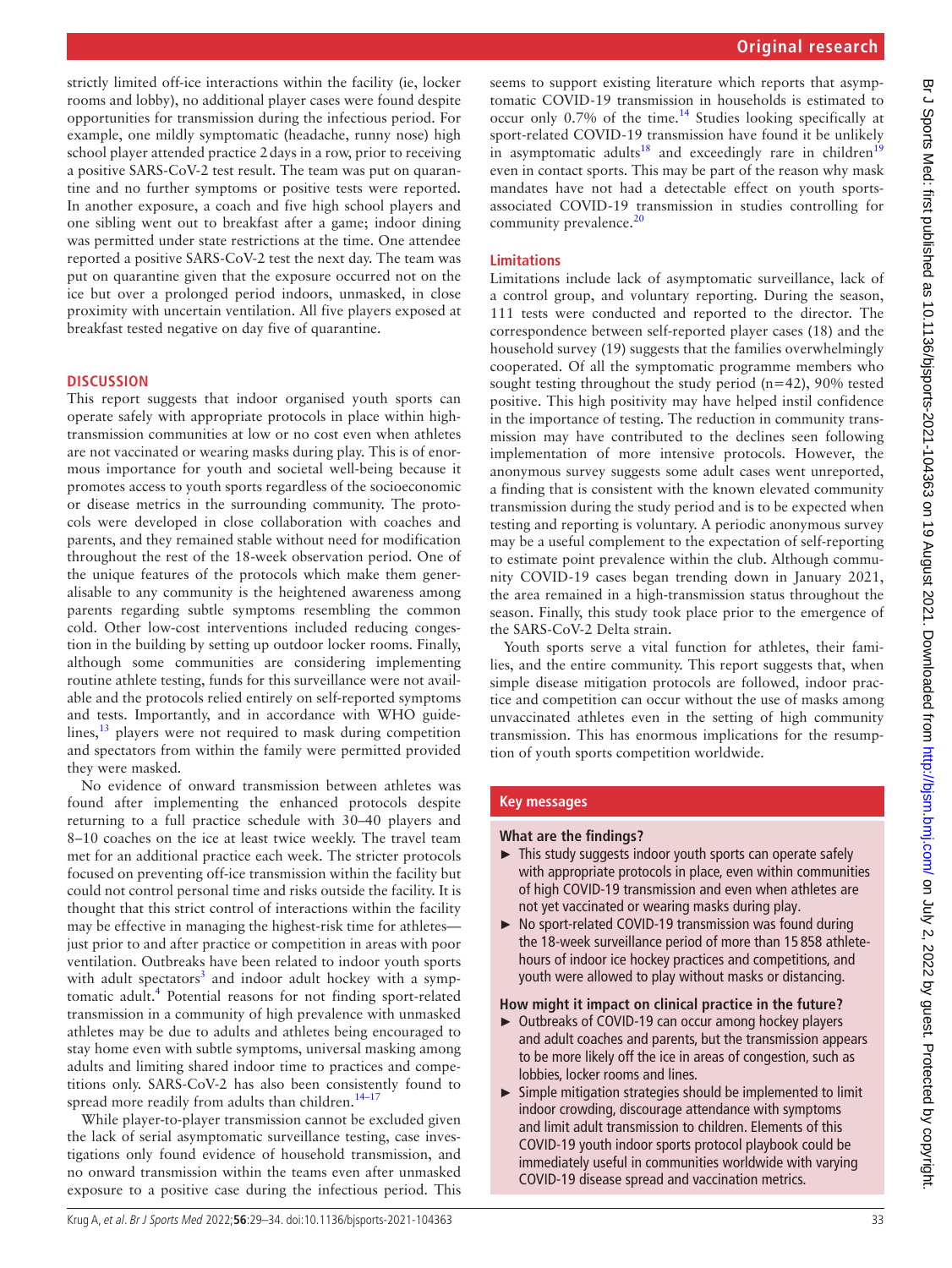strictly limited off-ice interactions within the facility (ie, locker rooms and lobby), no additional player cases were found despite opportunities for transmission during the infectious period. For example, one mildly symptomatic (headache, runny nose) high school player attended practice 2 days in a row, prior to receiving a positive SARS-CoV-2 test result. The team was put on quarantine and no further symptoms or positive tests were reported. In another exposure, a coach and five high school players and one sibling went out to breakfast after a game; indoor dining was permitted under state restrictions at the time. One attendee reported a positive SARS-CoV-2 test the next day. The team was put on quarantine given that the exposure occurred not on the ice but over a prolonged period indoors, unmasked, in close proximity with uncertain ventilation. All five players exposed at breakfast tested negative on day five of quarantine.

## DISCUSSION

This report suggests that indoor organised youth sports can operate safely with appropriate protocols in place within high-transmission communities at low or no cost even when athletes are not vaccinated or wearing masks during play. This is of enormous importance for youth and societal well-being because it promotes access to youth sports regardless of the socioeconomic or disease metrics in the surrounding community. The protocols were developed in close collaboration with coaches and parents, and they remained stable without need for modification throughout the rest of the 18-week observation period. One of the unique features of the protocols which make them generalisable to any community is the heightened awareness among parents regarding subtle symptoms resembling the common cold. Other low-cost interventions included reducing congestion in the building by setting up outdoor locker rooms. Finally, although some communities are considering implementing routine athlete testing, funds for this surveillance were not available and the protocols relied entirely on self-reported symptoms and tests. Importantly, and in accordance with WHO guidelines,[13] players were not required to mask during competition and spectators from within the family were permitted provided they were masked.

No evidence of onward transmission between athletes was found after implementing the enhanced protocols despite returning to a full practice schedule with 30–40 players and 8–10 coaches on the ice at least twice weekly. The travel team met for an additional practice each week. The stricter protocols focused on preventing off-ice transmission within the facility but could not control personal time and risks outside the facility. It is thought that this strict control of interactions within the facility may be effective in managing the highest-risk time for athletes—just prior to and after practice or competition in areas with poor ventilation. Outbreaks have been related to indoor youth sports with adult spectators[3] and indoor adult hockey with a symptomatic adult.[4] Potential reasons for not finding sport-related transmission in a community of high prevalence with unmasked athletes may be due to adults and athletes being encouraged to stay home even with subtle symptoms, universal masking among adults and limiting shared indoor time to practices and competitions only. SARS-CoV-2 has also been consistently found to spread more readily from adults than children.[14–17]

While player-to-player transmission cannot be excluded given the lack of serial asymptomatic surveillance testing, case investigations only found evidence of household transmission, and no onward transmission within the teams even after unmasked exposure to a positive case during the infectious period. This seems to support existing literature which reports that asymptomatic COVID-19 transmission in households is estimated to occur only 0.7% of the time.[14] Studies looking specifically at sport-related COVID-19 transmission have found it be unlikely in asymptomatic adults[18] and exceedingly rare in children[19] even in contact sports. This may be part of the reason why mask mandates have not had a detectable effect on youth sports-associated COVID-19 transmission in studies controlling for community prevalence.[20]

### Limitations

Limitations include lack of asymptomatic surveillance, lack of a control group, and voluntary reporting. During the season, 111 tests were conducted and reported to the director. The correspondence between self-reported player cases (18) and the household survey (19) suggests that the families overwhelmingly cooperated. Of all the symptomatic programme members who sought testing throughout the study period (n=42), 90% tested positive. This high positivity may have helped instil confidence in the importance of testing. The reduction in community transmission may have contributed to the declines seen following implementation of more intensive protocols. However, the anonymous survey suggests some adult cases went unreported, a finding that is consistent with the known elevated community transmission during the study period and is to be expected when testing and reporting is voluntary. A periodic anonymous survey may be a useful complement to the expectation of self-reporting to estimate point prevalence within the club. Although community COVID-19 cases began trending down in January 2021, the area remained in a high-transmission status throughout the season. Finally, this study took place prior to the emergence of the SARS-CoV-2 Delta strain.

Youth sports serve a vital function for athletes, their families, and the entire community. This report suggests that, when simple disease mitigation protocols are followed, indoor practice and competition can occur without the use of masks among unvaccinated athletes even in the setting of high community transmission. This has enormous implications for the resumption of youth sports competition worldwide.

## Key messages

### What are the findings?

- This study suggests indoor youth sports can operate safely with appropriate protocols in place, even within communities of high COVID-19 transmission and even when athletes are not yet vaccinated or wearing masks during play.
- No sport-related COVID-19 transmission was found during the 18-week surveillance period of more than 15 858 athlete-hours of indoor ice hockey practices and competitions, and youth were allowed to play without masks or distancing.

### How might it impact on clinical practice in the future?

- Outbreaks of COVID-19 can occur among hockey players and adult coaches and parents, but the transmission appears to be more likely off the ice in areas of congestion, such as lobbies, locker rooms and lines.
- Simple mitigation strategies should be implemented to limit indoor crowding, discourage attendance with symptoms and limit adult transmission to children. Elements of this COVID-19 youth indoor sports protocol playbook could be immediately useful in communities worldwide with varying COVID-19 disease spread and vaccination metrics.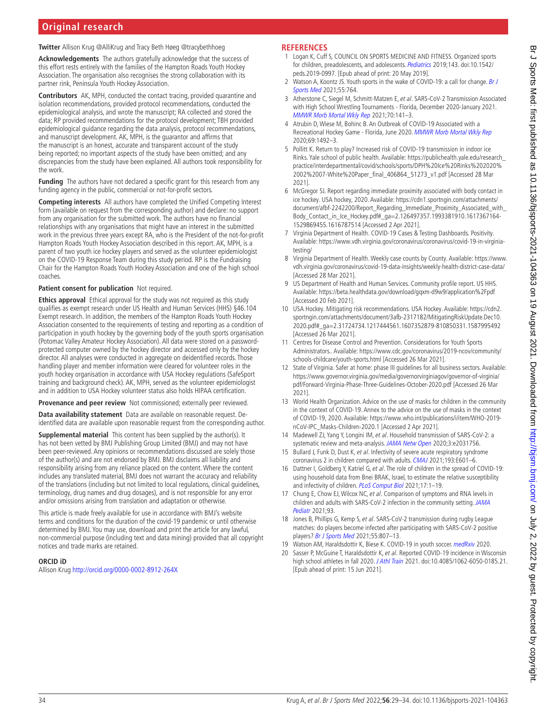**Twitter** Allison Krug @AlliKrug and Tracy Beth Høeg @tracybethhoeg

**Acknowledgements** The authors gratefully acknowledge that the success of this effort rests entirely with the families of the Hampton Roads Youth Hockey Association. The organisation also recognises the strong collaboration with its partner rink, Peninsula Youth Hockey Association.

**Contributors** AK, MPH, conducted the contact tracing, provided quarantine and isolation recommendations, provided protocol recommendations, conducted the epidemiological analysis, and wrote the manuscript; RA collected and stored the data; RP provided recommendations for the protocol development; TBH provided epidemiological guidance regarding the data analysis, protocol recommendations, and manuscript development. AK, MPH, is the guarantor and affirms that the manuscript is an honest, accurate and transparent account of the study being reported; no important aspects of the study have been omitted; and any discrepancies from the study have been explained. All authors took responsibility for the work.

**Funding** The authors have not declared a specific grant for this research from any funding agency in the public, commercial or not-for-profit sectors.

**Competing interests** All authors have completed the Unified Competing Interest form (available on request from the corresponding author) and declare: no support from any organisation for the submitted work. The authors have no financial relationships with any organisations that might have an interest in the submitted work in the previous three years except RA, who is the President of the not-for-profit Hampton Roads Youth Hockey Association described in this report. AK, MPH, is a parent of two youth ice hockey players and served as the volunteer epidemiologist on the COVID-19 Response Team during this study period. RP is the Fundraising Chair for the Hampton Roads Youth Hockey Association and one of the high school coaches.

**Patient consent for publication** Not required.

**Ethics approval** Ethical approval for the study was not required as this study qualifies as exempt research under US Health and Human Services (HHS) §46.104 Exempt research. In addition, the members of the Hampton Roads Youth Hockey Association consented to the requirements of testing and reporting as a condition of participation in youth hockey by the governing body of the youth sports organisation (Potomac Valley Amateur Hockey Association). All data were stored on a password-protected computer owned by the hockey director and accessed only by the hockey director. All analyses were conducted in aggregate on deidentified records. Those handling player and member information were cleared for volunteer roles in the youth hockey organisation in accordance with USA Hockey regulations (SafeSport training and background check). AK, MPH, served as the volunteer epidemiologist and in addition to USA Hockey volunteer status also holds HIPAA certification.

**Provenance and peer review** Not commissioned; externally peer reviewed.

**Data availability statement** Data are available on reasonable request. De-identified data are available upon reasonable request from the corresponding author.

**Supplemental material** This content has been supplied by the author(s). It has not been vetted by BMJ Publishing Group Limited (BMJ) and may not have been peer-reviewed. Any opinions or recommendations discussed are solely those of the author(s) and are not endorsed by BMJ. BMJ disclaims all liability and responsibility arising from any reliance placed on the content. Where the content includes any translated material, BMJ does not warrant the accuracy and reliability of the translations (including but not limited to local regulations, clinical guidelines, terminology, drug names and drug dosages), and is not responsible for any error and/or omissions arising from translation and adaptation or otherwise.

This article is made freely available for use in accordance with BMJ's website terms and conditions for the duration of the covid-19 pandemic or until otherwise determined by BMJ. You may use, download and print the article for any lawful, non-commercial purpose (including text and data mining) provided that all copyright notices and trade marks are retained.

**ORCID iD**

Allison Krug http://orcid.org/0000-0002-8912-264X

## REFERENCES

1. Logan K, Cuff S, COUNCIL ON SPORTS MEDICINE AND FITNESS. Organized sports for children, preadolescents, and adolescents. *Pediatrics* 2019;143. doi:10.1542/peds.2019-0997. [Epub ahead of print: 20 May 2019].
2. Watson A, Koontz JS. Youth sports in the wake of COVID-19: a call for change. *Br J Sports Med* 2021;55:764.
3. Atherstone C, Siegel M, Schmitt-Matzen E, *et al*. SARS-CoV-2 Transmission Associated with High School Wrestling Tournaments - Florida, December 2020-January 2021. *MMWR Morb Mortal Wkly Rep* 2021;70:141–3.
4. Atrubin D, Wiese M, Bohinc B. An Outbreak of COVID-19 Associated with a Recreational Hockey Game - Florida, June 2020. *MMWR Morb Mortal Wkly Rep* 2020;69:1492–3.
5. Pollitt K. Return to play? Increased risk of COVID-19 transmission in indoor ice Rinks. Yale school of public health. Available: https://publichealth.yale.edu/research_practice/interdepartmental/covid/schools/sports/DPH%20Ice%20Rinks%202020%2002%2007-White%20Paper_final_406864_51273_v1.pdf [Accessed 28 Mar 2021].
6. McGregor SJ. Report regarding immediate proximity associated with body contact in ice hockey. USA hockey, 2020. Available: https://cdn1.sportngin.com/attachments/document/afbf-2242200/Report_Regarding_Immediate_Proximity_Associated_with_Body_Contact_in_Ice_Hockey.pdf#_ga=2.126497357.1993381910.1617367164-1529869455.1616787514 [Accessed 2 Apr 2021].
7. Virginia Department of Health. COVID-19 Cases & Testing Dashboards. Positivity. Available: https://www.vdh.virginia.gov/coronavirus/coronavirus/covid-19-in-virginia-testing/
8. Virginia Department of Health. Weekly case counts by County. Available: https://www.vdh.virginia.gov/coronavirus/covid-19-data-insights/weekly-health-district-case-data/ [Accessed 28 Mar 2021].
9. US Department of Health and Human Services. Community profile report. US HHS. Available: https://beta.healthdata.gov/download/gqxm-d9w9/application%2Fpdf [Accessed 20 Feb 2021].
10. USA Hockey. Mitigating risk recommendations. USA Hockey. Available: https://cdn2.sportngin.com/attachments/document/3afb-2317182/MitigatingRiskUpdate.Dec10.2020.pdf#_ga=2.31724734.1217444561.1607352879-810850331.1587995492 [Accessed 26 Mar 2021].
11. Centres for Disease Control and Prevention. Considerations for Youth Sports Administrators.. Available: https://www.cdc.gov/coronavirus/2019-ncov/community/schools-childcare/youth-sports.html [Accessed 26 Mar 2021].
12. State of Virginia. Safer at home: phase III guidelines for all business sectors. Available: https://www.governor.virginia.gov/media/governorvirginiagov/governor-of-virginia/pdf/Forward-Virginia-Phase-Three-Guidelines-October-2020.pdf [Accessed 26 Mar 2021].
13. World Health Organization. Advice on the use of masks for children in the community in the context of COVID-19. Annex to the advice on the use of masks in the context of COVID-19, 2020. Available: https://www.who.int/publications/i/item/WHO-2019-nCoV-IPC_Masks-Children-2020.1 [Accessed 2 Apr 2021].
14. Madewell ZJ, Yang Y, Longini IM, *et al*. Household transmission of SARS-CoV-2: a systematic review and meta-analysis. *JAMA Netw Open* 2020;3:e2031756.
15. Bullard J, Funk D, Dust K, *et al*. Infectivity of severe acute respiratory syndrome coronavirus 2 in children compared with adults. *CMAJ* 2021;193:E601–6.
16. Dattner I, Goldberg Y, Katriel G, *et al*. The role of children in the spread of COVID-19: using household data from Bnei BRAK, Israel, to estimate the relative susceptibility and infectivity of children. *PLoS Comput Biol* 2021;17:1–19.
17. Chung E, Chow EJ, Wilcox NC, *et al*. Comparison of symptoms and RNA levels in children and adults with SARS-CoV-2 infection in the community setting. *JAMA Pediatr* 2021;93.
18. Jones B, Phillips G, Kemp S, *et al*. SARS-CoV-2 transmission during rugby League matches: do players become infected after participating with SARS-CoV-2 positive players? *Br J Sports Med* 2021;55:807–13.
19. Watson AM, Haraldsdottir K, Biese K. COVID-19 in youth soccer. *medRxiv* 2020.
20. Sasser P, McGuine T, Haraldsdottir K, *et al*. Reported COVID-19 incidence in Wisconsin high school athletes in fall 2020. *J Athl Train* 2021. doi:10.4085/1062-6050-0185.21. [Epub ahead of print: 15 Jun 2021].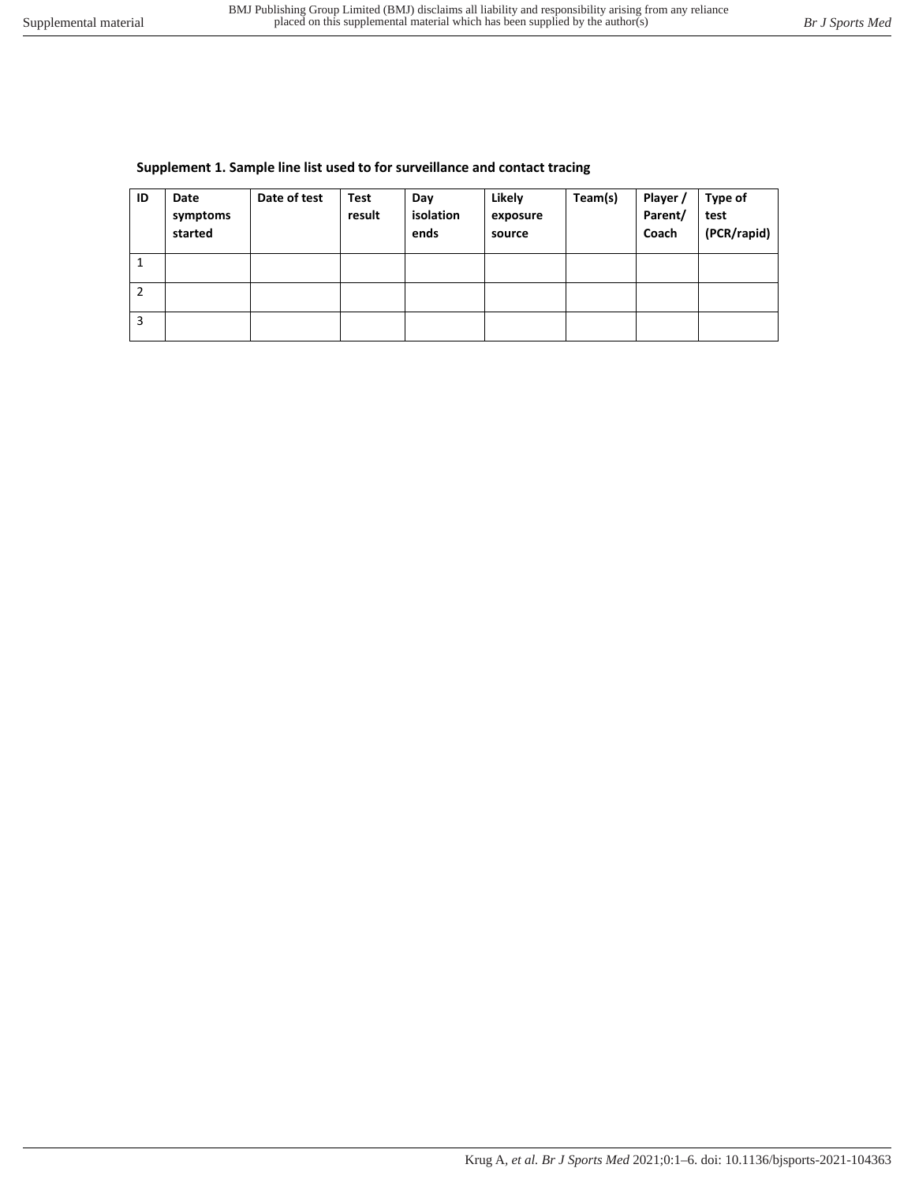**Supplement 1. Sample line list used to for surveillance and contact tracing**

| ID | Date symptoms started | Date of test | Test result | Day isolation ends | Likely exposure source | Team(s) | Player / Parent/ Coach | Type of test (PCR/rapid) |
|---|---|---|---|---|---|---|---|---|
| 1 | | | | | | | | |
| 2 | | | | | | | | |
| 3 | | | | | | | | |